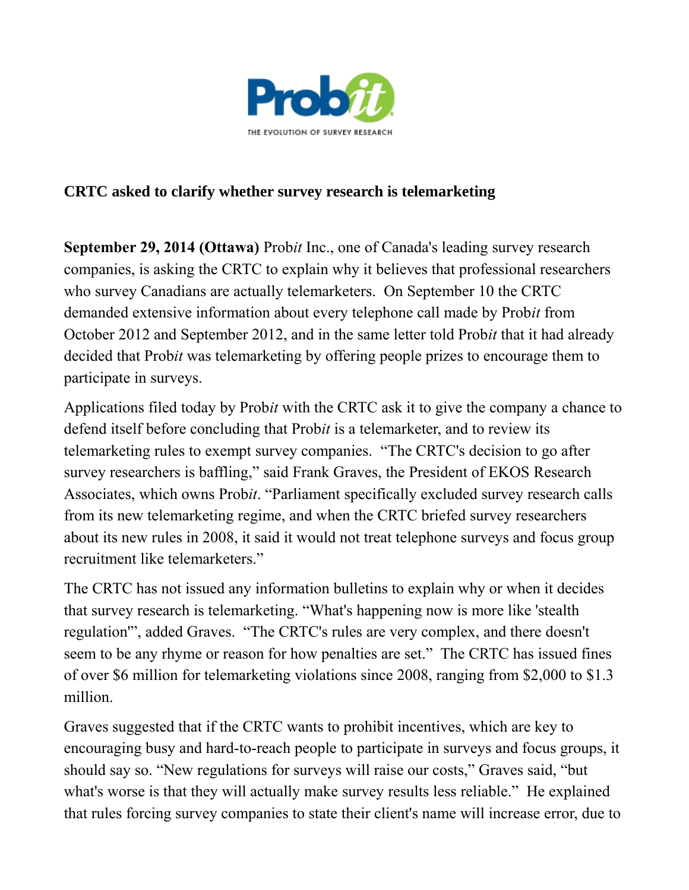Prob*it*

THE EVOLUTION OF SURVEY RESEARCH

**CRTC asked to clarify whether survey research is telemarketing**

**September 29, 2014 (Ottawa)** Prob*it* Inc., one of Canada's leading survey research companies, is asking the CRTC to explain why it believes that professional researchers who survey Canadians are actually telemarketers. On September 10 the CRTC demanded extensive information about every telephone call made by Prob*it* from October 2012 and September 2012, and in the same letter told Prob*it* that it had already decided that Prob*it* was telemarketing by offering people prizes to encourage them to participate in surveys.

Applications filed today by Prob*it* with the CRTC ask it to give the company a chance to defend itself before concluding that Prob*it* is a telemarketer, and to review its telemarketing rules to exempt survey companies. "The CRTC's decision to go after survey researchers is baffling," said Frank Graves, the President of EKOS Research Associates, which owns Prob*it*. "Parliament specifically excluded survey research calls from its new telemarketing regime, and when the CRTC briefed survey researchers about its new rules in 2008, it said it would not treat telephone surveys and focus group recruitment like telemarketers."

The CRTC has not issued any information bulletins to explain why or when it decides that survey research is telemarketing. "What's happening now is more like 'stealth regulation'", added Graves. "The CRTC's rules are very complex, and there doesn't seem to be any rhyme or reason for how penalties are set." The CRTC has issued fines of over $6 million for telemarketing violations since 2008, ranging from $2,000 to $1.3 million.

Graves suggested that if the CRTC wants to prohibit incentives, which are key to encouraging busy and hard-to-reach people to participate in surveys and focus groups, it should say so. "New regulations for surveys will raise our costs," Graves said, "but what's worse is that they will actually make survey results less reliable." He explained that rules forcing survey companies to state their client's name will increase error, due to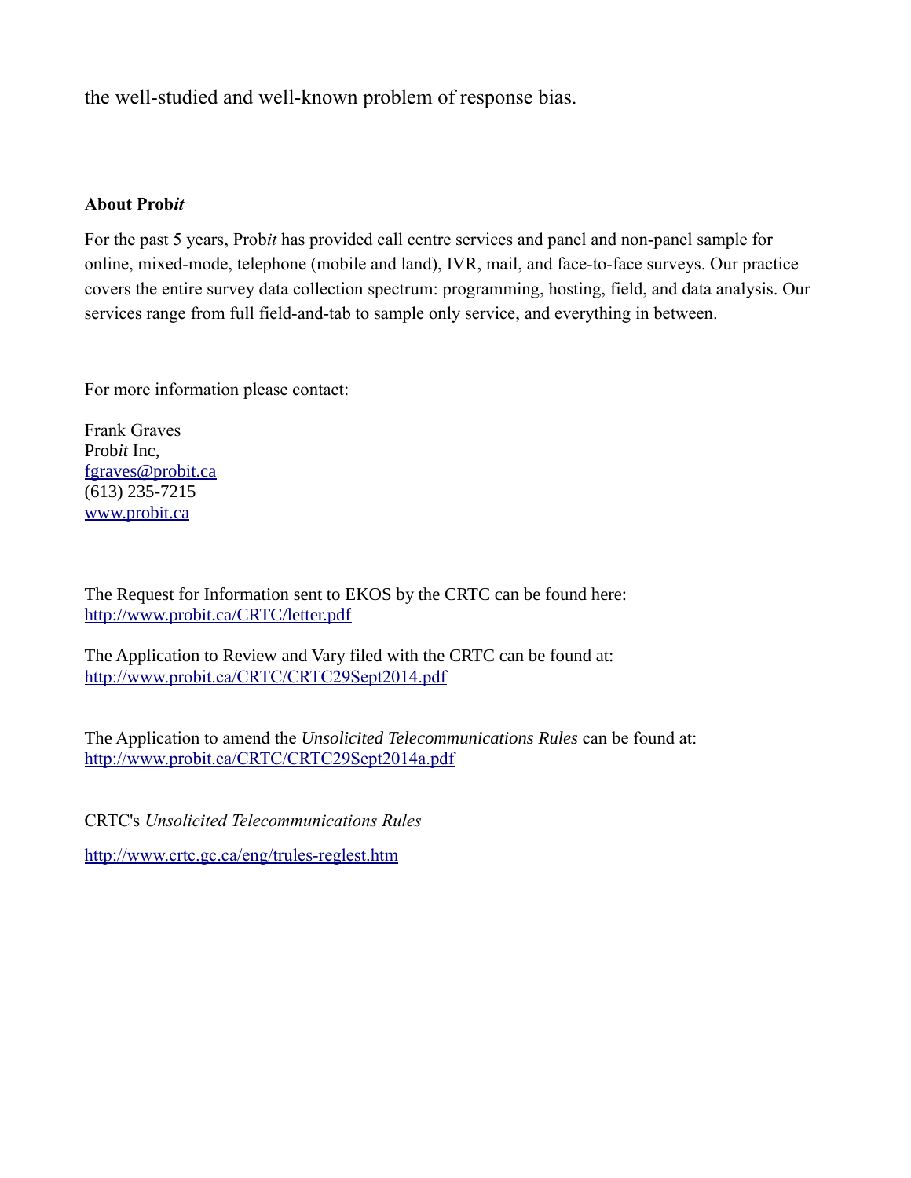the well-studied and well-known problem of response bias.

**About Prob*it***

For the past 5 years, Prob*it* has provided call centre services and panel and non-panel sample for online, mixed-mode, telephone (mobile and land), IVR, mail, and face-to-face surveys. Our practice covers the entire survey data collection spectrum: programming, hosting, field, and data analysis. Our services range from full field-and-tab to sample only service, and everything in between.

For more information please contact:

Frank Graves  
Prob*it* Inc,  
[fgraves@probit.ca](mailto:fgraves@probit.ca)  
(613) 235-7215  
[www.probit.ca](http://www.probit.ca)

The Request for Information sent to EKOS by the CRTC can be found here:  
[http://www.probit.ca/CRTC/letter.pdf](http://www.probit.ca/CRTC/letter.pdf)

The Application to Review and Vary filed with the CRTC can be found at:  
[http://www.probit.ca/CRTC/CRTC29Sept2014.pdf](http://www.probit.ca/CRTC/CRTC29Sept2014.pdf)

The Application to amend the *Unsolicited Telecommunications Rules* can be found at:  
[http://www.probit.ca/CRTC/CRTC29Sept2014a.pdf](http://www.probit.ca/CRTC/CRTC29Sept2014a.pdf)

CRTC's *Unsolicited Telecommunications Rules*

[http://www.crtc.gc.ca/eng/trules-reglest.htm](http://www.crtc.gc.ca/eng/trules-reglest.htm)